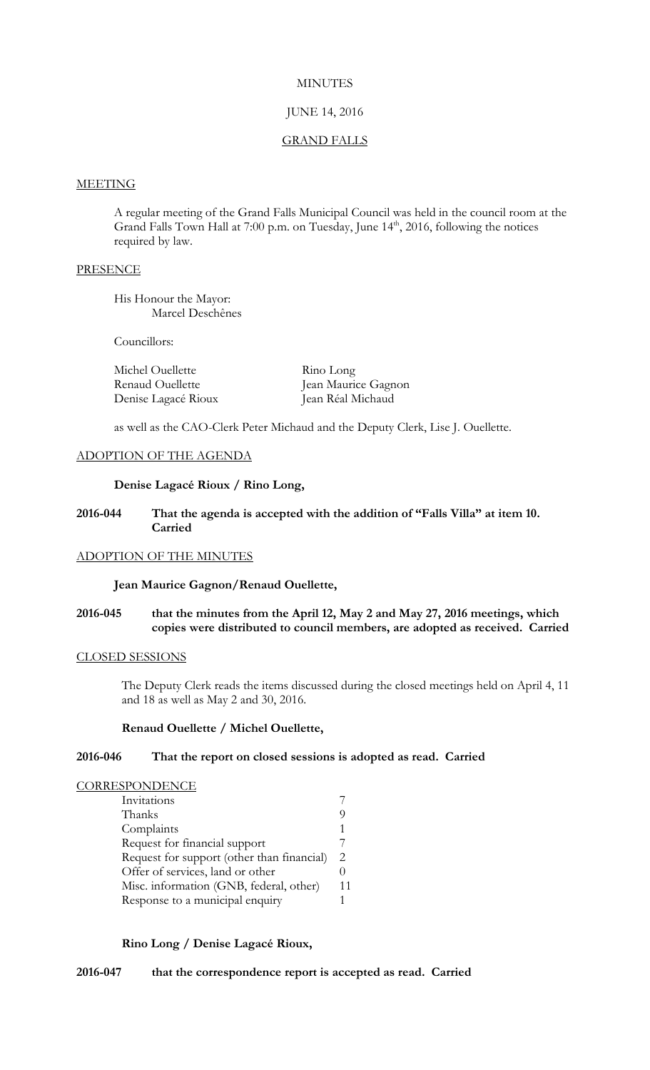MINUTES

JUNE 14, 2016

GRAND FALLS

## MEETING

A regular meeting of the Grand Falls Municipal Council was held in the council room at the Grand Falls Town Hall at 7:00 p.m. on Tuesday, June 14th, 2016, following the notices required by law.

## PRESENCE

His Honour the Mayor:
Marcel Deschênes

Councillors:

| | |
|---|---|
| Michel Ouellette | Rino Long |
| Renaud Ouellette | Jean Maurice Gagnon |
| Denise Lagacé Rioux | Jean Réal Michaud |

as well as the CAO-Clerk Peter Michaud and the Deputy Clerk, Lise J. Ouellette.

## ADOPTION OF THE AGENDA

**Denise Lagacé Rioux / Rino Long,**

**2016-044 That the agenda is accepted with the addition of "Falls Villa" at item 10. Carried**

## ADOPTION OF THE MINUTES

**Jean Maurice Gagnon/Renaud Ouellette,**

**2016-045 that the minutes from the April 12, May 2 and May 27, 2016 meetings, which copies were distributed to council members, are adopted as received. Carried**

## CLOSED SESSIONS

The Deputy Clerk reads the items discussed during the closed meetings held on April 4, 11 and 18 as well as May 2 and 30, 2016.

**Renaud Ouellette / Michel Ouellette,**

**2016-046 That the report on closed sessions is adopted as read. Carried**

## CORRESPONDENCE

| | |
|---|---|
| Invitations | 7 |
| Thanks | 9 |
| Complaints | 1 |
| Request for financial support | 7 |
| Request for support (other than financial) | 2 |
| Offer of services, land or other | 0 |
| Misc. information (GNB, federal, other) | 11 |
| Response to a municipal enquiry | 1 |

**Rino Long / Denise Lagacé Rioux,**

**2016-047 that the correspondence report is accepted as read. Carried**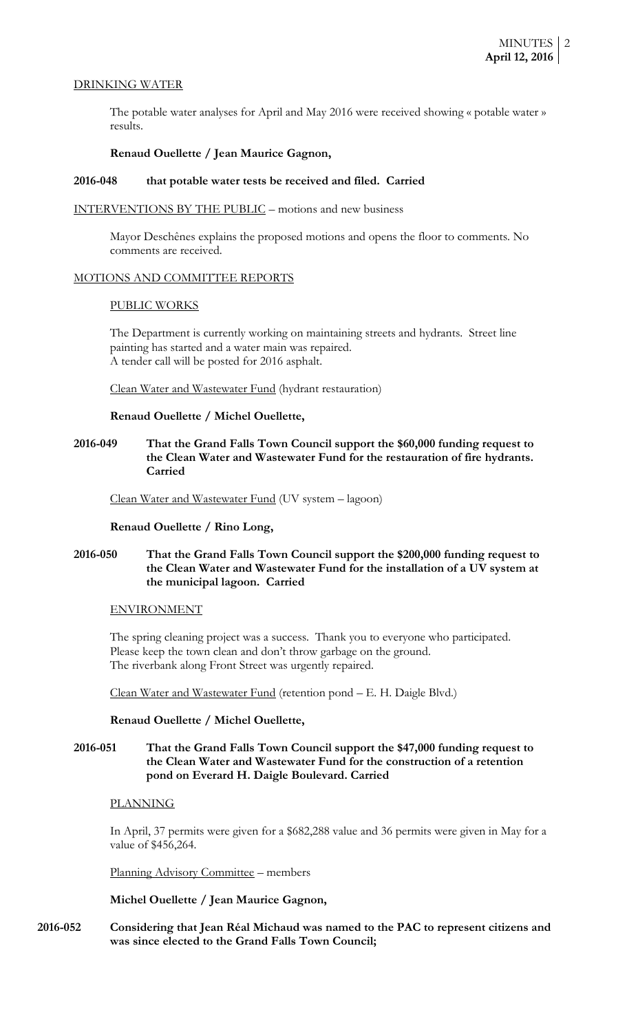DRINKING WATER

The potable water analyses for April and May 2016 were received showing « potable water » results.

**Renaud Ouellette / Jean Maurice Gagnon,**

**2016-048 that potable water tests be received and filed. Carried**

INTERVENTIONS BY THE PUBLIC – motions and new business

Mayor Deschênes explains the proposed motions and opens the floor to comments. No comments are received.

MOTIONS AND COMMITTEE REPORTS

PUBLIC WORKS

The Department is currently working on maintaining streets and hydrants. Street line painting has started and a water main was repaired.
A tender call will be posted for 2016 asphalt.

Clean Water and Wastewater Fund (hydrant restauration)

**Renaud Ouellette / Michel Ouellette,**

**2016-049 That the Grand Falls Town Council support the $60,000 funding request to the Clean Water and Wastewater Fund for the restauration of fire hydrants. Carried**

Clean Water and Wastewater Fund (UV system – lagoon)

**Renaud Ouellette / Rino Long,**

**2016-050 That the Grand Falls Town Council support the $200,000 funding request to the Clean Water and Wastewater Fund for the installation of a UV system at the municipal lagoon. Carried**

ENVIRONMENT

The spring cleaning project was a success. Thank you to everyone who participated.
Please keep the town clean and don't throw garbage on the ground.
The riverbank along Front Street was urgently repaired.

Clean Water and Wastewater Fund (retention pond – E. H. Daigle Blvd.)

**Renaud Ouellette / Michel Ouellette,**

**2016-051 That the Grand Falls Town Council support the $47,000 funding request to the Clean Water and Wastewater Fund for the construction of a retention pond on Everard H. Daigle Boulevard. Carried**

PLANNING

In April, 37 permits were given for a $682,288 value and 36 permits were given in May for a value of $456,264.

Planning Advisory Committee – members

**Michel Ouellette / Jean Maurice Gagnon,**

**2016-052 Considering that Jean Réal Michaud was named to the PAC to represent citizens and was since elected to the Grand Falls Town Council;**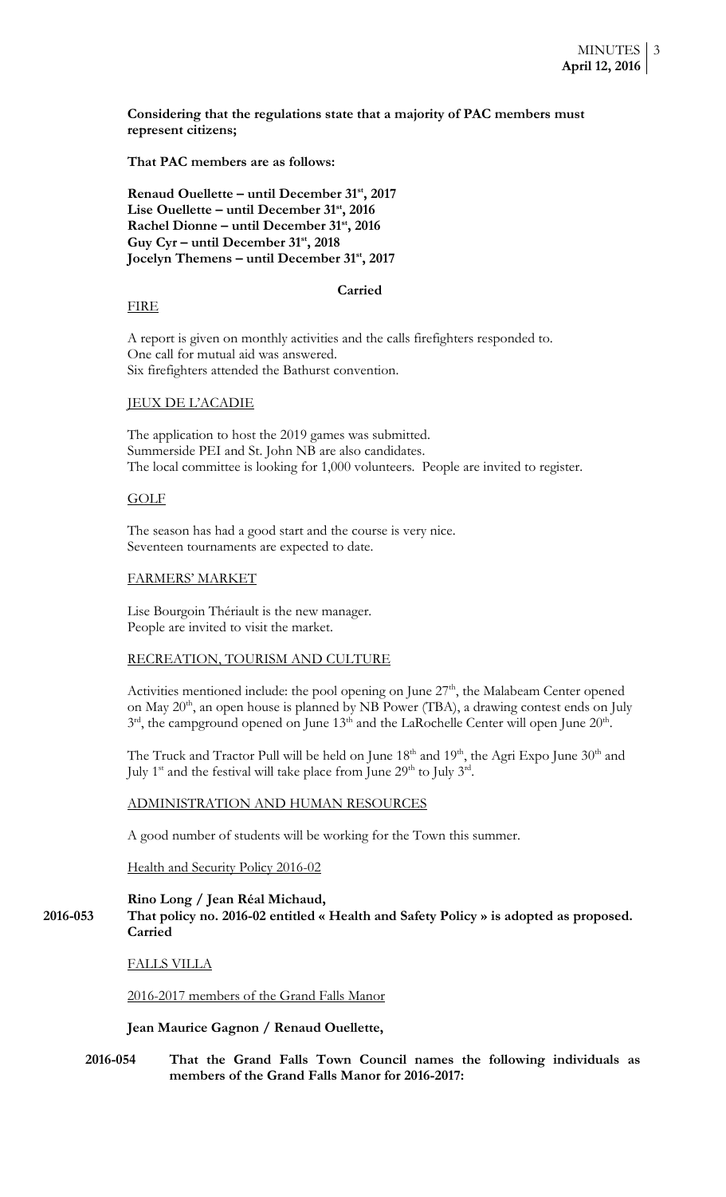**Considering that the regulations state that a majority of PAC members must represent citizens;**

**That PAC members are as follows:**

**Renaud Ouellette – until December 31st, 2017**
**Lise Ouellette – until December 31st, 2016**
**Rachel Dionne – until December 31st, 2016**
**Guy Cyr – until December 31st, 2018**
**Jocelyn Themens – until December 31st, 2017**

**Carried**

FIRE

A report is given on monthly activities and the calls firefighters responded to.
One call for mutual aid was answered.
Six firefighters attended the Bathurst convention.

JEUX DE L'ACADIE

The application to host the 2019 games was submitted.
Summerside PEI and St. John NB are also candidates.
The local committee is looking for 1,000 volunteers. People are invited to register.

GOLF

The season has had a good start and the course is very nice.
Seventeen tournaments are expected to date.

FARMERS' MARKET

Lise Bourgoin Thériault is the new manager.
People are invited to visit the market.

RECREATION, TOURISM AND CULTURE

Activities mentioned include: the pool opening on June 27th, the Malabeam Center opened on May 20th, an open house is planned by NB Power (TBA), a drawing contest ends on July 3rd, the campground opened on June 13th and the LaRochelle Center will open June 20th.

The Truck and Tractor Pull will be held on June 18th and 19th, the Agri Expo June 30th and July 1st and the festival will take place from June 29th to July 3rd.

ADMINISTRATION AND HUMAN RESOURCES

A good number of students will be working for the Town this summer.

Health and Security Policy 2016-02

**Rino Long / Jean Réal Michaud,**

**2016-053** **That policy no. 2016-02 entitled « Health and Safety Policy » is adopted as proposed.**
**Carried**

FALLS VILLA

2016-2017 members of the Grand Falls Manor

**Jean Maurice Gagnon / Renaud Ouellette,**

**2016-054** **That the Grand Falls Town Council names the following individuals as members of the Grand Falls Manor for 2016-2017:**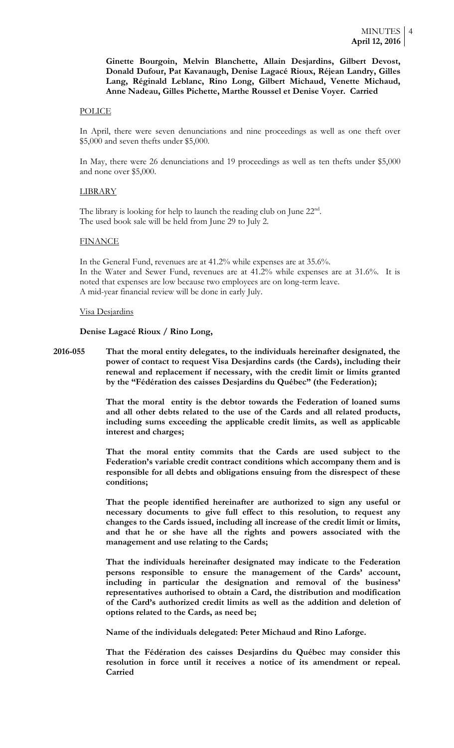**Ginette Bourgoin, Melvin Blanchette, Allain Desjardins, Gilbert Devost, Donald Dufour, Pat Kavanaugh, Denise Lagacé Rioux, Réjean Landry, Gilles Lang, Réginald Leblanc, Rino Long, Gilbert Michaud, Venette Michaud, Anne Nadeau, Gilles Pichette, Marthe Roussel et Denise Voyer. Carried**

POLICE

In April, there were seven denunciations and nine proceedings as well as one theft over $5,000 and seven thefts under $5,000.

In May, there were 26 denunciations and 19 proceedings as well as ten thefts under $5,000 and none over $5,000.

LIBRARY

The library is looking for help to launch the reading club on June 22nd.
The used book sale will be held from June 29 to July 2.

FINANCE

In the General Fund, revenues are at 41.2% while expenses are at 35.6%.
In the Water and Sewer Fund, revenues are at 41.2% while expenses are at 31.6%. It is noted that expenses are low because two employees are on long-term leave.
A mid-year financial review will be done in early July.

Visa Desjardins

**Denise Lagacé Rioux / Rino Long,**

**2016-055** **That the moral entity delegates, to the individuals hereinafter designated, the power of contact to request Visa Desjardins cards (the Cards), including their renewal and replacement if necessary, with the credit limit or limits granted by the "Fédération des caisses Desjardins du Québec" (the Federation);**

**That the moral entity is the debtor towards the Federation of loaned sums and all other debts related to the use of the Cards and all related products, including sums exceeding the applicable credit limits, as well as applicable interest and charges;**

**That the moral entity commits that the Cards are used subject to the Federation's variable credit contract conditions which accompany them and is responsible for all debts and obligations ensuing from the disrespect of these conditions;**

**That the people identified hereinafter are authorized to sign any useful or necessary documents to give full effect to this resolution, to request any changes to the Cards issued, including all increase of the credit limit or limits, and that he or she have all the rights and powers associated with the management and use relating to the Cards;**

**That the individuals hereinafter designated may indicate to the Federation persons responsible to ensure the management of the Cards' account, including in particular the designation and removal of the business' representatives authorised to obtain a Card, the distribution and modification of the Card's authorized credit limits as well as the addition and deletion of options related to the Cards, as need be;**

**Name of the individuals delegated: Peter Michaud and Rino Laforge.**

**That the Fédération des caisses Desjardins du Québec may consider this resolution in force until it receives a notice of its amendment or repeal. Carried**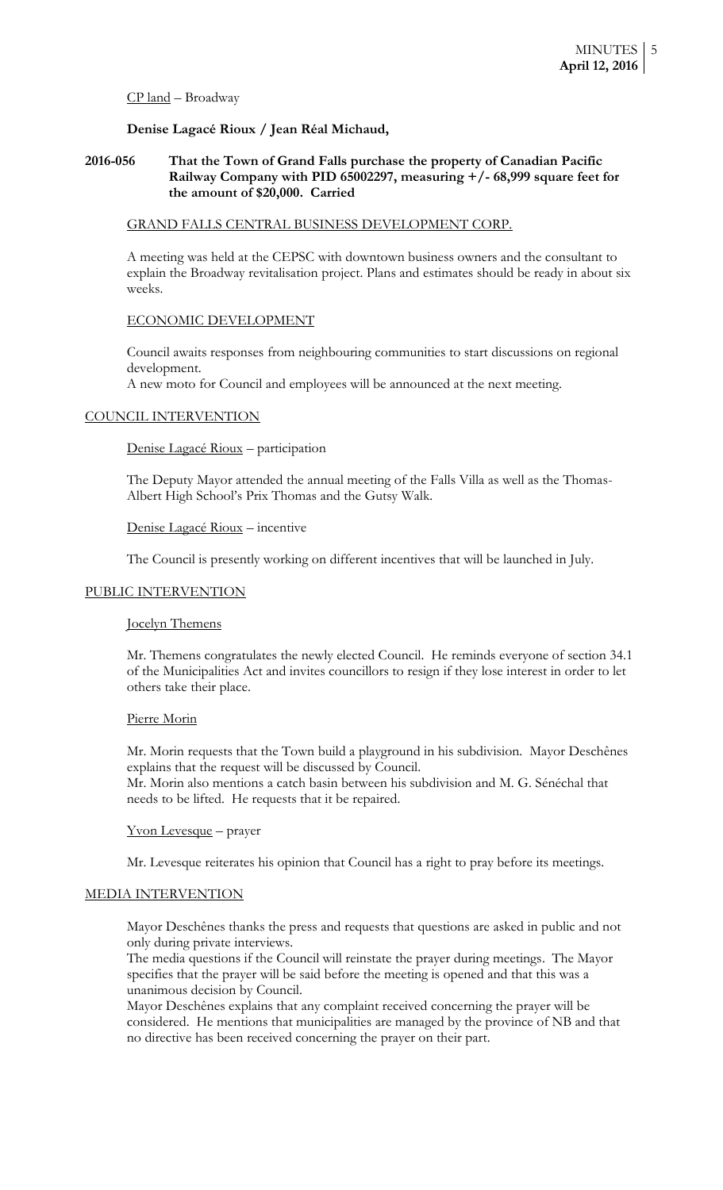CP land – Broadway

**Denise Lagacé Rioux / Jean Réal Michaud,**

**2016-056 That the Town of Grand Falls purchase the property of Canadian Pacific Railway Company with PID 65002297, measuring +/- 68,999 square feet for the amount of $20,000. Carried**

GRAND FALLS CENTRAL BUSINESS DEVELOPMENT CORP.

A meeting was held at the CEPSC with downtown business owners and the consultant to explain the Broadway revitalisation project. Plans and estimates should be ready in about six weeks.

ECONOMIC DEVELOPMENT

Council awaits responses from neighbouring communities to start discussions on regional development.
A new moto for Council and employees will be announced at the next meeting.

## COUNCIL INTERVENTION

Denise Lagacé Rioux – participation

The Deputy Mayor attended the annual meeting of the Falls Villa as well as the Thomas-Albert High School's Prix Thomas and the Gutsy Walk.

Denise Lagacé Rioux – incentive

The Council is presently working on different incentives that will be launched in July.

## PUBLIC INTERVENTION

Jocelyn Themens

Mr. Themens congratulates the newly elected Council. He reminds everyone of section 34.1 of the Municipalities Act and invites councillors to resign if they lose interest in order to let others take their place.

Pierre Morin

Mr. Morin requests that the Town build a playground in his subdivision. Mayor Deschênes explains that the request will be discussed by Council.
Mr. Morin also mentions a catch basin between his subdivision and M. G. Sénéchal that needs to be lifted. He requests that it be repaired.

Yvon Levesque – prayer

Mr. Levesque reiterates his opinion that Council has a right to pray before its meetings.

## MEDIA INTERVENTION

Mayor Deschênes thanks the press and requests that questions are asked in public and not only during private interviews.
The media questions if the Council will reinstate the prayer during meetings. The Mayor specifies that the prayer will be said before the meeting is opened and that this was a unanimous decision by Council.
Mayor Deschênes explains that any complaint received concerning the prayer will be considered. He mentions that municipalities are managed by the province of NB and that no directive has been received concerning the prayer on their part.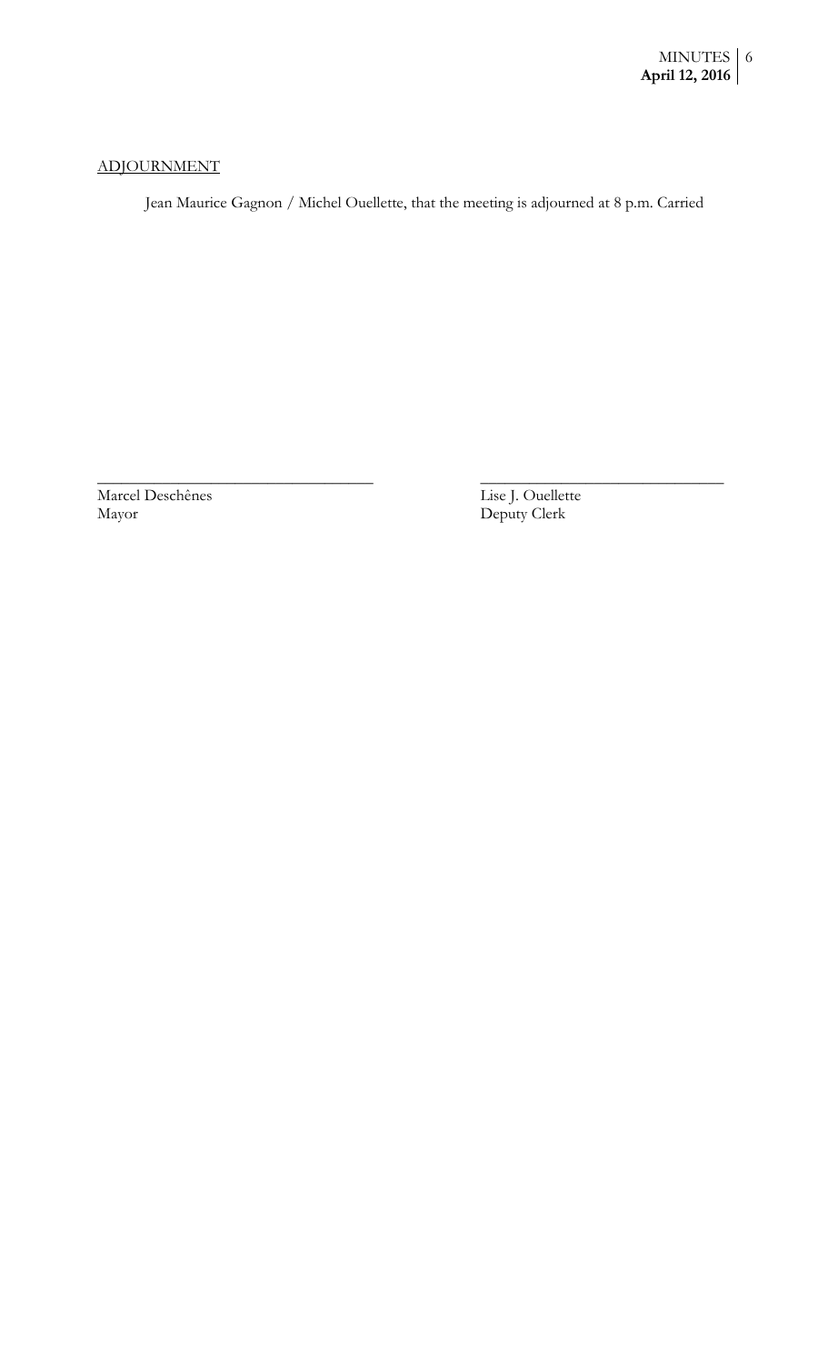ADJOURNMENT

Jean Maurice Gagnon / Michel Ouellette, that the meeting is adjourned at 8 p.m. Carried

| | |
|---|---|
| \_\_\_\_\_\_\_\_\_\_\_\_\_\_\_\_\_\_\_\_\_\_\_\_\_\_\_\_\_\_ | \_\_\_\_\_\_\_\_\_\_\_\_\_\_\_\_\_\_\_\_\_\_\_\_\_\_\_\_\_\_ |
| Marcel Deschênes | Lise J. Ouellette |
| Mayor | Deputy Clerk |